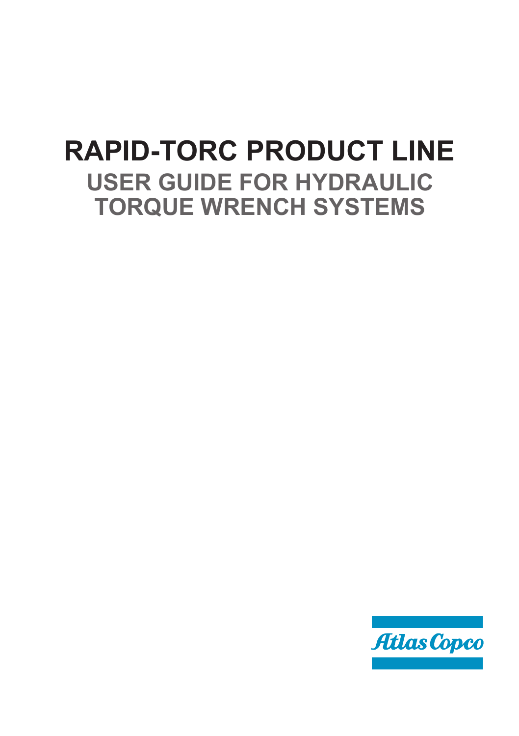# RAPID-TORC PRODUCT LINE

## USER GUIDE FOR HYDRAULIC TORQUE WRENCH SYSTEMS

Atlas Copco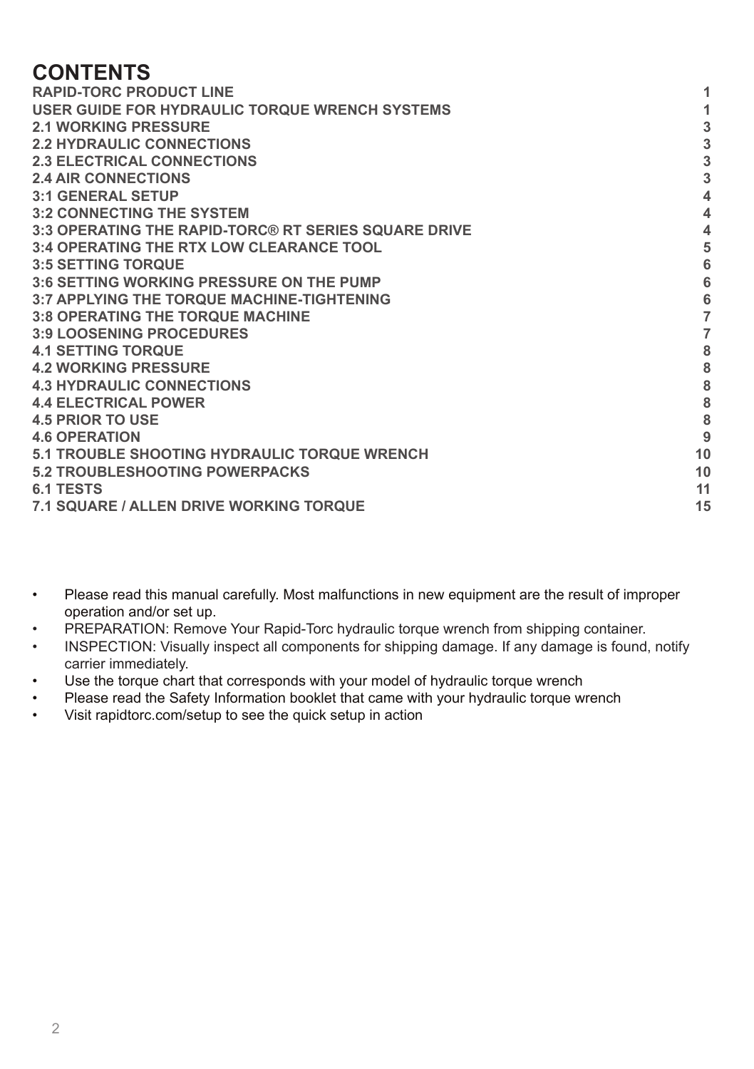# CONTENTS

| | |
|---|---|
| **RAPID-TORC PRODUCT LINE** | **1** |
| **USER GUIDE FOR HYDRAULIC TORQUE WRENCH SYSTEMS** | **1** |
| **2.1 WORKING PRESSURE** | **3** |
| **2.2 HYDRAULIC CONNECTIONS** | **3** |
| **2.3 ELECTRICAL CONNECTIONS** | **3** |
| **2.4 AIR CONNECTIONS** | **3** |
| **3:1 GENERAL SETUP** | **4** |
| **3:2 CONNECTING THE SYSTEM** | **4** |
| **3:3 OPERATING THE RAPID-TORC® RT SERIES SQUARE DRIVE** | **4** |
| **3:4 OPERATING THE RTX LOW CLEARANCE TOOL** | **5** |
| **3:5 SETTING TORQUE** | **6** |
| **3:6 SETTING WORKING PRESSURE ON THE PUMP** | **6** |
| **3:7 APPLYING THE TORQUE MACHINE-TIGHTENING** | **6** |
| **3:8 OPERATING THE TORQUE MACHINE** | **7** |
| **3:9 LOOSENING PROCEDURES** | **7** |
| **4.1 SETTING TORQUE** | **8** |
| **4.2 WORKING PRESSURE** | **8** |
| **4.3 HYDRAULIC CONNECTIONS** | **8** |
| **4.4 ELECTRICAL POWER** | **8** |
| **4.5 PRIOR TO USE** | **8** |
| **4.6 OPERATION** | **9** |
| **5.1 TROUBLE SHOOTING HYDRAULIC TORQUE WRENCH** | **10** |
| **5.2 TROUBLESHOOTING POWERPACKS** | **10** |
| **6.1 TESTS** | **11** |
| **7.1 SQUARE / ALLEN DRIVE WORKING TORQUE** | **15** |

- Please read this manual carefully. Most malfunctions in new equipment are the result of improper operation and/or set up.
- PREPARATION: Remove Your Rapid-Torc hydraulic torque wrench from shipping container.
- INSPECTION: Visually inspect all components for shipping damage. If any damage is found, notify carrier immediately.
- Use the torque chart that corresponds with your model of hydraulic torque wrench
- Please read the Safety Information booklet that came with your hydraulic torque wrench
- Visit rapidtorc.com/setup to see the quick setup in action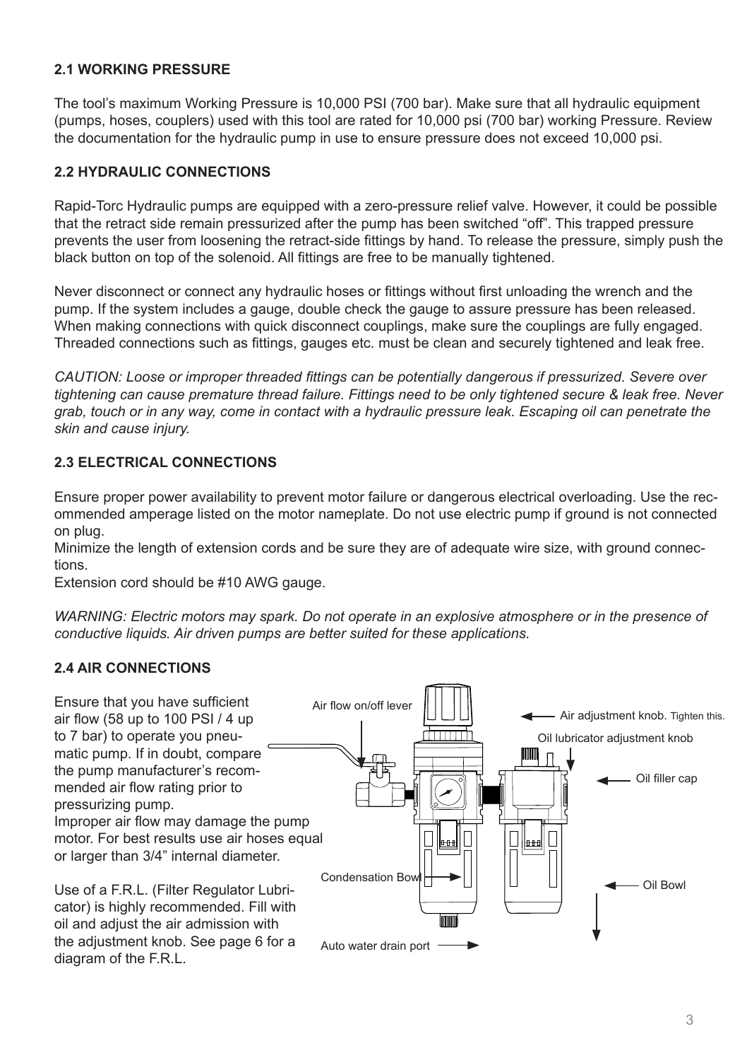## 2.1 WORKING PRESSURE

The tool's maximum Working Pressure is 10,000 PSI (700 bar). Make sure that all hydraulic equipment (pumps, hoses, couplers) used with this tool are rated for 10,000 psi (700 bar) working Pressure. Review the documentation for the hydraulic pump in use to ensure pressure does not exceed 10,000 psi.

## 2.2 HYDRAULIC CONNECTIONS

Rapid-Torc Hydraulic pumps are equipped with a zero-pressure relief valve. However, it could be possible that the retract side remain pressurized after the pump has been switched "off". This trapped pressure prevents the user from loosening the retract-side fittings by hand. To release the pressure, simply push the black button on top of the solenoid. All fittings are free to be manually tightened.

Never disconnect or connect any hydraulic hoses or fittings without first unloading the wrench and the pump. If the system includes a gauge, double check the gauge to assure pressure has been released. When making connections with quick disconnect couplings, make sure the couplings are fully engaged. Threaded connections such as fittings, gauges etc. must be clean and securely tightened and leak free.

*CAUTION: Loose or improper threaded fittings can be potentially dangerous if pressurized. Severe over tightening can cause premature thread failure. Fittings need to be only tightened secure & leak free. Never grab, touch or in any way, come in contact with a hydraulic pressure leak. Escaping oil can penetrate the skin and cause injury.*

## 2.3 ELECTRICAL CONNECTIONS

Ensure proper power availability to prevent motor failure or dangerous electrical overloading. Use the recommended amperage listed on the motor nameplate. Do not use electric pump if ground is not connected on plug.
Minimize the length of extension cords and be sure they are of adequate wire size, with ground connections.
Extension cord should be #10 AWG gauge.

*WARNING: Electric motors may spark. Do not operate in an explosive atmosphere or in the presence of conductive liquids. Air driven pumps are better suited for these applications.*

## 2.4 AIR CONNECTIONS

Ensure that you have sufficient air flow (58 up to 100 PSI / 4 up to 7 bar) to operate you pneumatic pump. If in doubt, compare the pump manufacturer's recommended air flow rating prior to pressurizing pump.
Improper air flow may damage the pump motor. For best results use air hoses equal or larger than 3/4" internal diameter.

Use of a F.R.L. (Filter Regulator Lubricator) is highly recommended. Fill with oil and adjust the air admission with the adjustment knob. See page 6 for a diagram of the F.R.L.

Air flow on/off lever
Air adjustment knob. Tighten this.
Oil lubricator adjustment knob
Oil filler cap
Condensation Bowl
Oil Bowl
Auto water drain port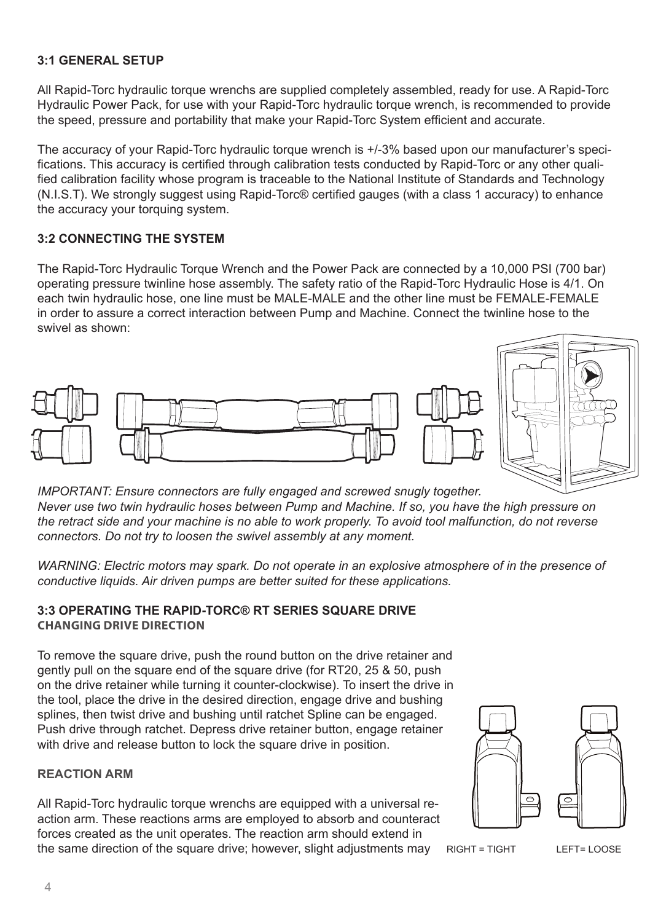### 3:1 GENERAL SETUP

All Rapid-Torc hydraulic torque wrenchs are supplied completely assembled, ready for use. A Rapid-Torc Hydraulic Power Pack, for use with your Rapid-Torc hydraulic torque wrench, is recommended to provide the speed, pressure and portability that make your Rapid-Torc System efficient and accurate.

The accuracy of your Rapid-Torc hydraulic torque wrench is +/-3% based upon our manufacturer's specifications. This accuracy is certified through calibration tests conducted by Rapid-Torc or any other qualified calibration facility whose program is traceable to the National Institute of Standards and Technology (N.I.S.T). We strongly suggest using Rapid-Torc® certified gauges (with a class 1 accuracy) to enhance the accuracy your torquing system.

### 3:2 CONNECTING THE SYSTEM

The Rapid-Torc Hydraulic Torque Wrench and the Power Pack are connected by a 10,000 PSI (700 bar) operating pressure twinline hose assembly. The safety ratio of the Rapid-Torc Hydraulic Hose is 4/1. On each twin hydraulic hose, one line must be MALE-MALE and the other line must be FEMALE-FEMALE in order to assure a correct interaction between Pump and Machine. Connect the twinline hose to the swivel as shown:

*IMPORTANT: Ensure connectors are fully engaged and screwed snugly together. Never use two twin hydraulic hoses between Pump and Machine. If so, you have the high pressure on the retract side and your machine is no able to work properly. To avoid tool malfunction, do not reverse connectors. Do not try to loosen the swivel assembly at any moment.*

*WARNING: Electric motors may spark. Do not operate in an explosive atmosphere of in the presence of conductive liquids. Air driven pumps are better suited for these applications.*

### 3:3 OPERATING THE RAPID-TORC® RT SERIES SQUARE DRIVE

#### CHANGING DRIVE DIRECTION

To remove the square drive, push the round button on the drive retainer and gently pull on the square end of the square drive (for RT20, 25 & 50, push on the drive retainer while turning it counter-clockwise). To insert the drive in the tool, place the drive in the desired direction, engage drive and bushing splines, then twist drive and bushing until ratchet Spline can be engaged. Push drive through ratchet. Depress drive retainer button, engage retainer with drive and release button to lock the square drive in position.

RIGHT = TIGHT     LEFT= LOOSE

#### REACTION ARM

All Rapid-Torc hydraulic torque wrenchs are equipped with a universal reaction arm. These reactions arms are employed to absorb and counteract forces created as the unit operates. The reaction arm should extend in the same direction of the square drive; however, slight adjustments may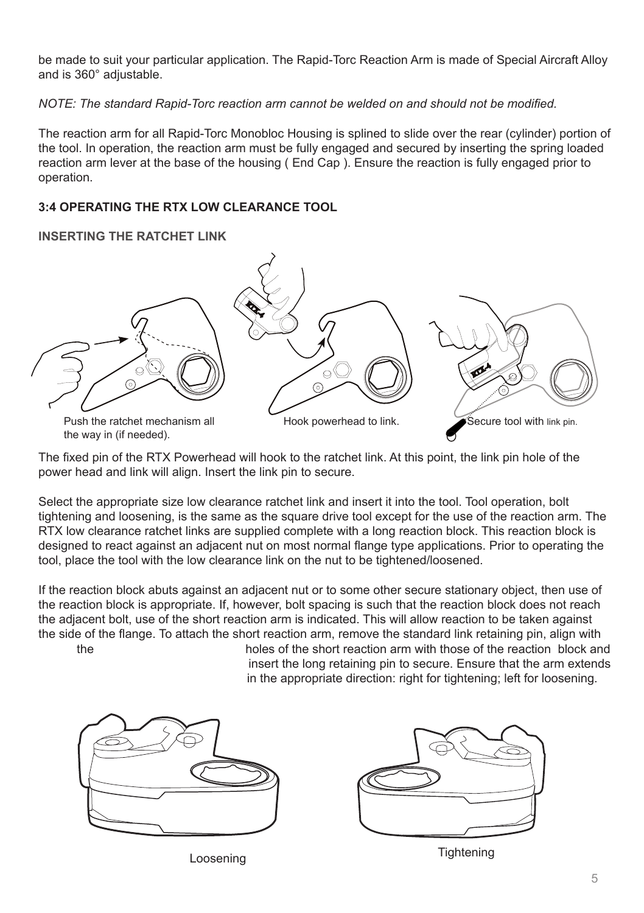be made to suit your particular application. The Rapid-Torc Reaction Arm is made of Special Aircraft Alloy and is 360° adjustable.

*NOTE: The standard Rapid-Torc reaction arm cannot be welded on and should not be modified.*

The reaction arm for all Rapid-Torc Monobloc Housing is splined to slide over the rear (cylinder) portion of the tool. In operation, the reaction arm must be fully engaged and secured by inserting the spring loaded reaction arm lever at the base of the housing ( End Cap ). Ensure the reaction is fully engaged prior to operation.

### 3:4 OPERATING THE RTX LOW CLEARANCE TOOL

#### INSERTING THE RATCHET LINK

Push the ratchet mechanism all the way in (if needed).

Hook powerhead to link.

Secure tool with link pin.

The fixed pin of the RTX Powerhead will hook to the ratchet link. At this point, the link pin hole of the power head and link will align. Insert the link pin to secure.

Select the appropriate size low clearance ratchet link and insert it into the tool. Tool operation, bolt tightening and loosening, is the same as the square drive tool except for the use of the reaction arm. The RTX low clearance ratchet links are supplied complete with a long reaction block. This reaction block is designed to react against an adjacent nut on most normal flange type applications. Prior to operating the tool, place the tool with the low clearance link on the nut to be tightened/loosened.

If the reaction block abuts against an adjacent nut or to some other secure stationary object, then use of the reaction block is appropriate. If, however, bolt spacing is such that the reaction block does not reach the adjacent bolt, use of the short reaction arm is indicated. This will allow reaction to be taken against the side of the flange. To attach the short reaction arm, remove the standard link retaining pin, align with the holes of the short reaction arm with those of the reaction block and insert the long retaining pin to secure. Ensure that the arm extends in the appropriate direction: right for tightening; left for loosening.

Loosening

Tightening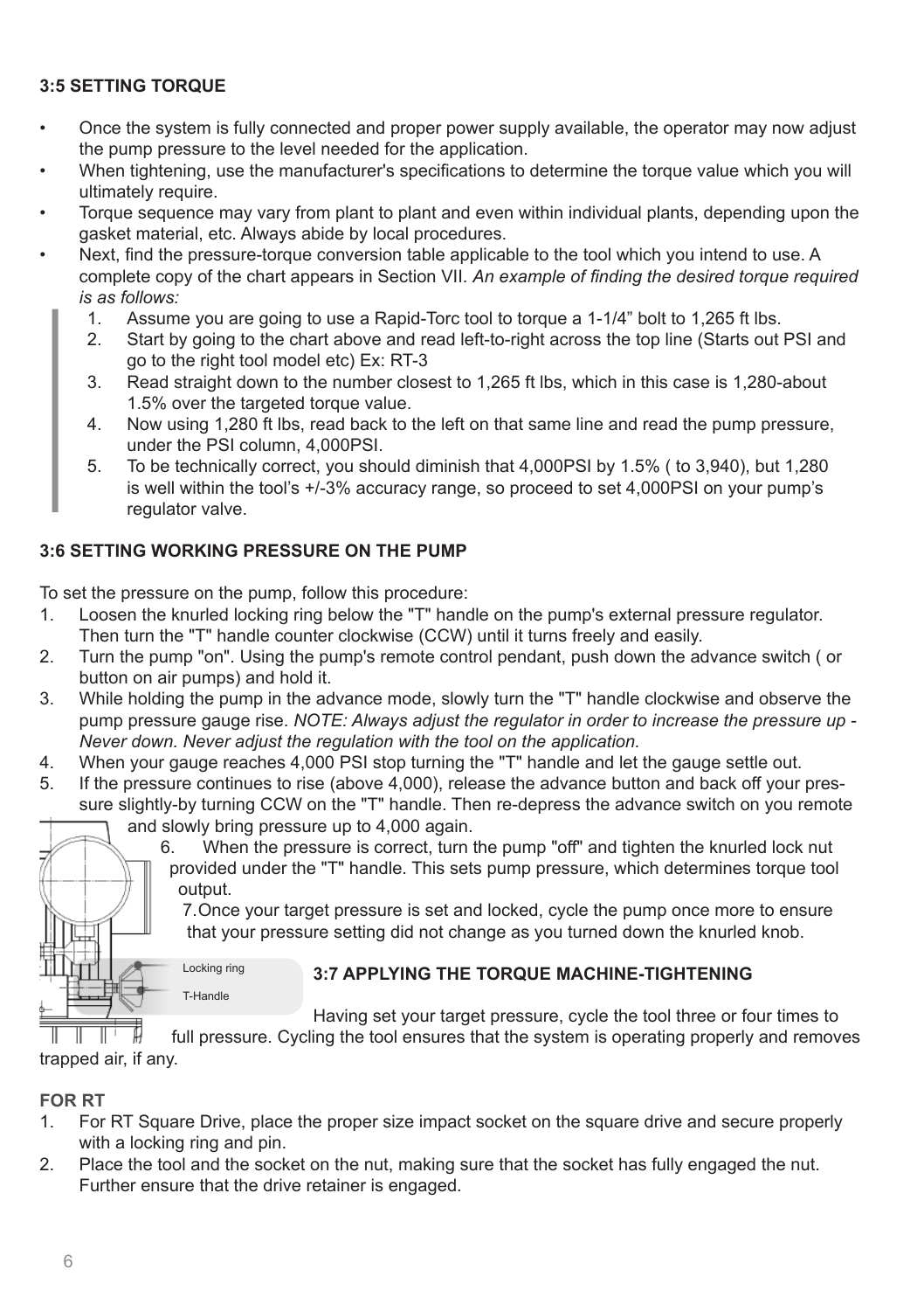### 3:5 SETTING TORQUE

- Once the system is fully connected and proper power supply available, the operator may now adjust the pump pressure to the level needed for the application.
- When tightening, use the manufacturer's specifications to determine the torque value which you will ultimately require.
- Torque sequence may vary from plant to plant and even within individual plants, depending upon the gasket material, etc. Always abide by local procedures.
- Next, find the pressure-torque conversion table applicable to the tool which you intend to use. A complete copy of the chart appears in Section VII. *An example of finding the desired torque required is as follows:*
    1. Assume you are going to use a Rapid-Torc tool to torque a 1-1/4” bolt to 1,265 ft lbs.
    2. Start by going to the chart above and read left-to-right across the top line (Starts out PSI and go to the right tool model etc) Ex: RT-3
    3. Read straight down to the number closest to 1,265 ft lbs, which in this case is 1,280-about 1.5% over the targeted torque value.
    4. Now using 1,280 ft lbs, read back to the left on that same line and read the pump pressure, under the PSI column, 4,000PSI.
    5. To be technically correct, you should diminish that 4,000PSI by 1.5% ( to 3,940), but 1,280 is well within the tool’s +/-3% accuracy range, so proceed to set 4,000PSI on your pump’s regulator valve.

### 3:6 SETTING WORKING PRESSURE ON THE PUMP

To set the pressure on the pump, follow this procedure:

1. Loosen the knurled locking ring below the "T" handle on the pump's external pressure regulator. Then turn the "T" handle counter clockwise (CCW) until it turns freely and easily.
2. Turn the pump "on". Using the pump's remote control pendant, push down the advance switch ( or button on air pumps) and hold it.
3. While holding the pump in the advance mode, slowly turn the "T" handle clockwise and observe the pump pressure gauge rise. *NOTE: Always adjust the regulator in order to increase the pressure up - Never down. Never adjust the regulation with the tool on the application.*
4. When your gauge reaches 4,000 PSI stop turning the "T" handle and let the gauge settle out.
5. If the pressure continues to rise (above 4,000), release the advance button and back off your pressure slightly-by turning CCW on the "T" handle. Then re-depress the advance switch on you remote and slowly bring pressure up to 4,000 again.
6. When the pressure is correct, turn the pump "off" and tighten the knurled lock nut provided under the "T" handle. This sets pump pressure, which determines torque tool output.
7. Once your target pressure is set and locked, cycle the pump once more to ensure that your pressure setting did not change as you turned down the knurled knob.

Locking ring

T-Handle

### 3:7 APPLYING THE TORQUE MACHINE-TIGHTENING

Having set your target pressure, cycle the tool three or four times to full pressure. Cycling the tool ensures that the system is operating properly and removes trapped air, if any.

**FOR RT**

1. For RT Square Drive, place the proper size impact socket on the square drive and secure properly with a locking ring and pin.
2. Place the tool and the socket on the nut, making sure that the socket has fully engaged the nut. Further ensure that the drive retainer is engaged.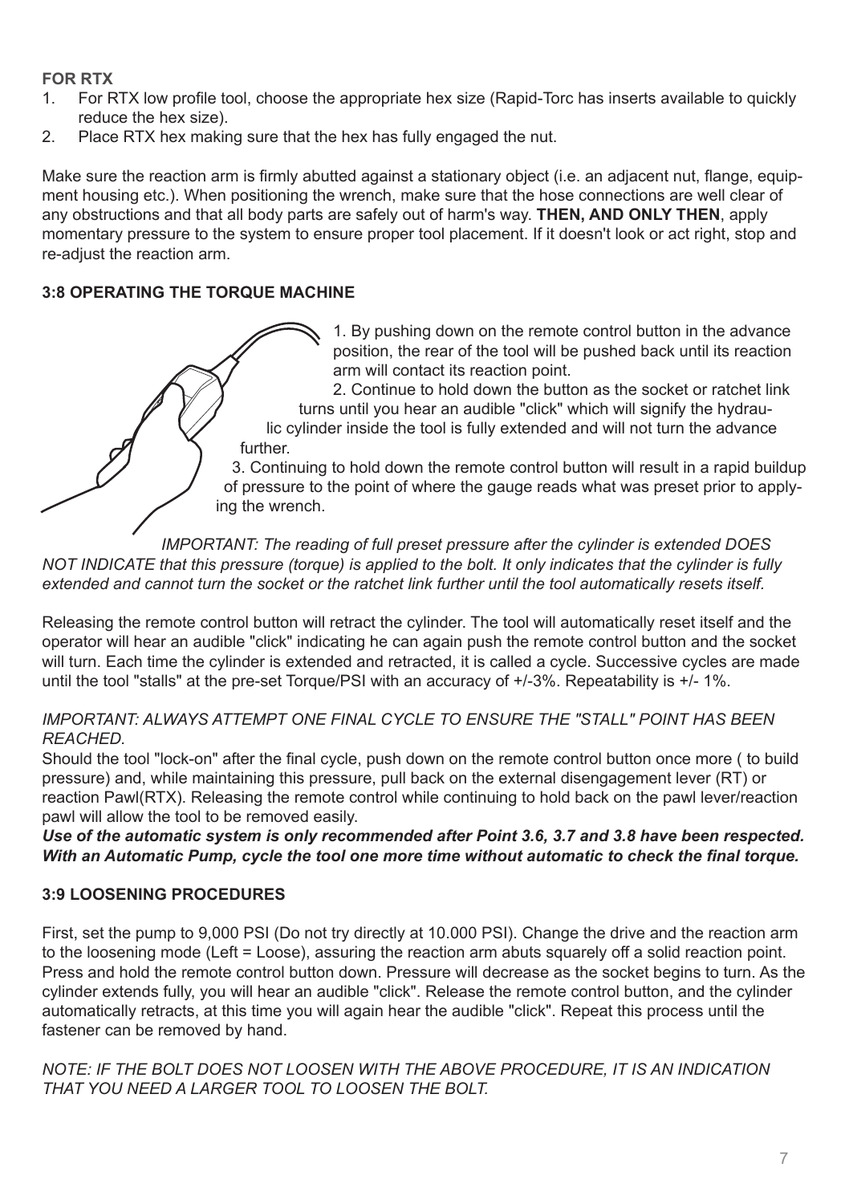**FOR RTX**

1. For RTX low profile tool, choose the appropriate hex size (Rapid-Torc has inserts available to quickly reduce the hex size).
2. Place RTX hex making sure that the hex has fully engaged the nut.

Make sure the reaction arm is firmly abutted against a stationary object (i.e. an adjacent nut, flange, equipment housing etc.). When positioning the wrench, make sure that the hose connections are well clear of any obstructions and that all body parts are safely out of harm's way. **THEN, AND ONLY THEN**, apply momentary pressure to the system to ensure proper tool placement. If it doesn't look or act right, stop and re-adjust the reaction arm.

## 3:8 OPERATING THE TORQUE MACHINE

1. By pushing down on the remote control button in the advance position, the rear of the tool will be pushed back until its reaction arm will contact its reaction point.

2. Continue to hold down the button as the socket or ratchet link turns until you hear an audible "click" which will signify the hydraulic cylinder inside the tool is fully extended and will not turn the advance further.

3. Continuing to hold down the remote control button will result in a rapid buildup of pressure to the point of where the gauge reads what was preset prior to applying the wrench.

*IMPORTANT: The reading of full preset pressure after the cylinder is extended DOES NOT INDICATE that this pressure (torque) is applied to the bolt. It only indicates that the cylinder is fully extended and cannot turn the socket or the ratchet link further until the tool automatically resets itself.*

Releasing the remote control button will retract the cylinder. The tool will automatically reset itself and the operator will hear an audible "click" indicating he can again push the remote control button and the socket will turn. Each time the cylinder is extended and retracted, it is called a cycle. Successive cycles are made until the tool "stalls" at the pre-set Torque/PSI with an accuracy of +/-3%. Repeatability is +/- 1%.

*IMPORTANT: ALWAYS ATTEMPT ONE FINAL CYCLE TO ENSURE THE "STALL" POINT HAS BEEN REACHED.*

Should the tool "lock-on" after the final cycle, push down on the remote control button once more ( to build pressure) and, while maintaining this pressure, pull back on the external disengagement lever (RT) or reaction Pawl(RTX). Releasing the remote control while continuing to hold back on the pawl lever/reaction pawl will allow the tool to be removed easily.

***Use of the automatic system is only recommended after Point 3.6, 3.7 and 3.8 have been respected. With an Automatic Pump, cycle the tool one more time without automatic to check the final torque.***

## 3:9 LOOSENING PROCEDURES

First, set the pump to 9,000 PSI (Do not try directly at 10.000 PSI). Change the drive and the reaction arm to the loosening mode (Left = Loose), assuring the reaction arm abuts squarely off a solid reaction point. Press and hold the remote control button down. Pressure will decrease as the socket begins to turn. As the cylinder extends fully, you will hear an audible "click". Release the remote control button, and the cylinder automatically retracts, at this time you will again hear the audible "click". Repeat this process until the fastener can be removed by hand.

*NOTE: IF THE BOLT DOES NOT LOOSEN WITH THE ABOVE PROCEDURE, IT IS AN INDICATION THAT YOU NEED A LARGER TOOL TO LOOSEN THE BOLT.*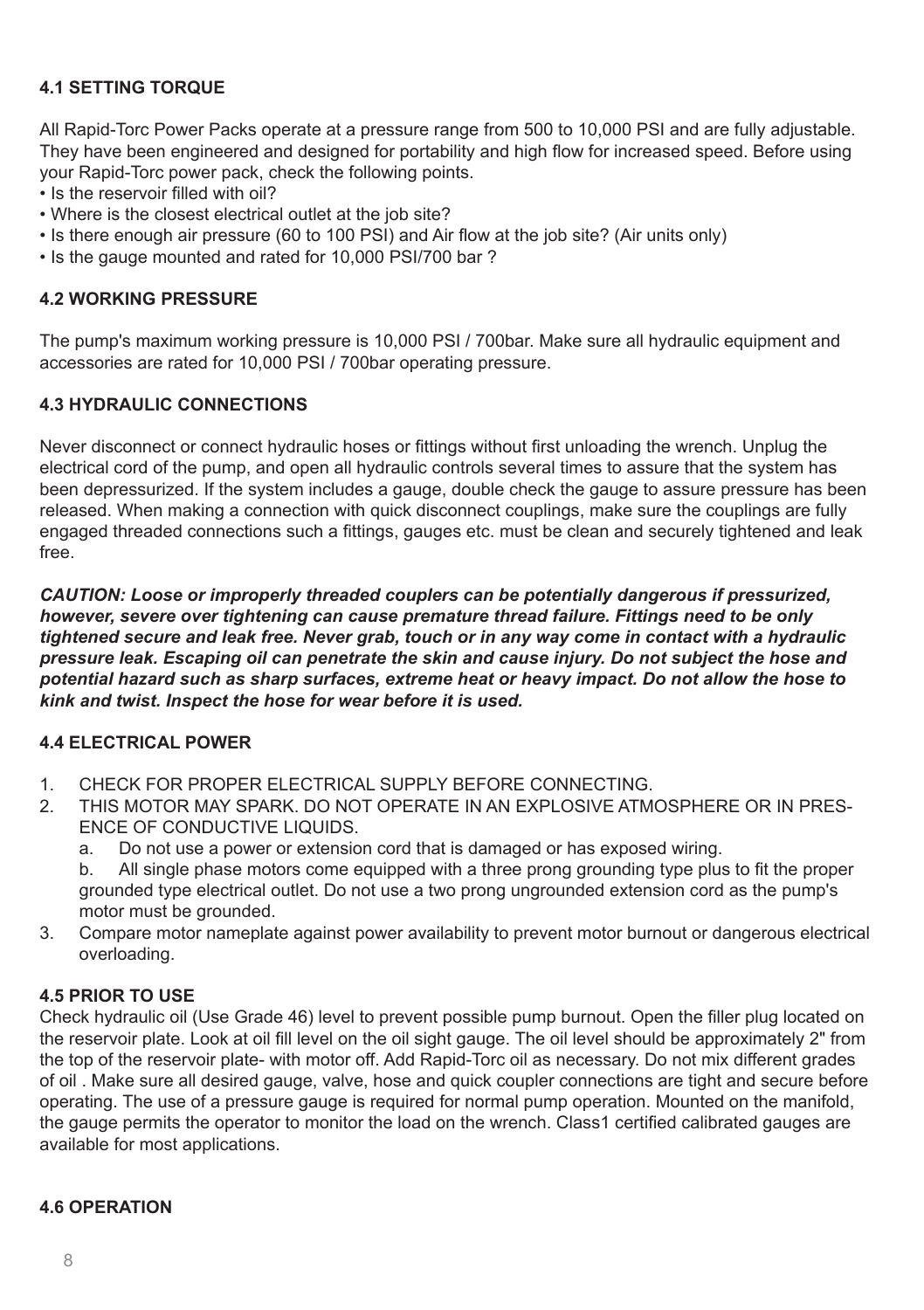### 4.1 SETTING TORQUE

All Rapid-Torc Power Packs operate at a pressure range from 500 to 10,000 PSI and are fully adjustable. They have been engineered and designed for portability and high flow for increased speed. Before using your Rapid-Torc power pack, check the following points.

- Is the reservoir filled with oil?
- Where is the closest electrical outlet at the job site?
- Is there enough air pressure (60 to 100 PSI) and Air flow at the job site? (Air units only)
- Is the gauge mounted and rated for 10,000 PSI/700 bar ?

### 4.2 WORKING PRESSURE

The pump's maximum working pressure is 10,000 PSI / 700bar. Make sure all hydraulic equipment and accessories are rated for 10,000 PSI / 700bar operating pressure.

### 4.3 HYDRAULIC CONNECTIONS

Never disconnect or connect hydraulic hoses or fittings without first unloading the wrench. Unplug the electrical cord of the pump, and open all hydraulic controls several times to assure that the system has been depressurized. If the system includes a gauge, double check the gauge to assure pressure has been released. When making a connection with quick disconnect couplings, make sure the couplings are fully engaged threaded connections such a fittings, gauges etc. must be clean and securely tightened and leak free.

***CAUTION: Loose or improperly threaded couplers can be potentially dangerous if pressurized, however, severe over tightening can cause premature thread failure. Fittings need to be only tightened secure and leak free. Never grab, touch or in any way come in contact with a hydraulic pressure leak. Escaping oil can penetrate the skin and cause injury. Do not subject the hose and potential hazard such as sharp surfaces, extreme heat or heavy impact. Do not allow the hose to kink and twist. Inspect the hose for wear before it is used.***

### 4.4 ELECTRICAL POWER

1. CHECK FOR PROPER ELECTRICAL SUPPLY BEFORE CONNECTING.
2. THIS MOTOR MAY SPARK. DO NOT OPERATE IN AN EXPLOSIVE ATMOSPHERE OR IN PRESENCE OF CONDUCTIVE LIQUIDS.
   a. Do not use a power or extension cord that is damaged or has exposed wiring.
   b. All single phase motors come equipped with a three prong grounding type plus to fit the proper grounded type electrical outlet. Do not use a two prong ungrounded extension cord as the pump's motor must be grounded.
3. Compare motor nameplate against power availability to prevent motor burnout or dangerous electrical overloading.

### 4.5 PRIOR TO USE

Check hydraulic oil (Use Grade 46) level to prevent possible pump burnout. Open the filler plug located on the reservoir plate. Look at oil fill level on the oil sight gauge. The oil level should be approximately 2" from the top of the reservoir plate- with motor off. Add Rapid-Torc oil as necessary. Do not mix different grades of oil . Make sure all desired gauge, valve, hose and quick coupler connections are tight and secure before operating. The use of a pressure gauge is required for normal pump operation. Mounted on the manifold, the gauge permits the operator to monitor the load on the wrench. Class1 certified calibrated gauges are available for most applications.

### 4.6 OPERATION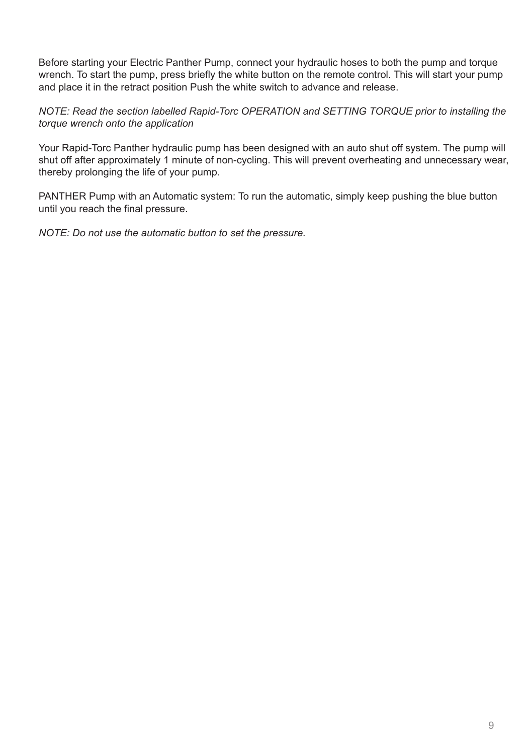Before starting your Electric Panther Pump, connect your hydraulic hoses to both the pump and torque wrench. To start the pump, press briefly the white button on the remote control. This will start your pump and place it in the retract position Push the white switch to advance and release.

*NOTE: Read the section labelled Rapid-Torc OPERATION and SETTING TORQUE prior to installing the torque wrench onto the application*

Your Rapid-Torc Panther hydraulic pump has been designed with an auto shut off system. The pump will shut off after approximately 1 minute of non-cycling. This will prevent overheating and unnecessary wear, thereby prolonging the life of your pump.

PANTHER Pump with an Automatic system: To run the automatic, simply keep pushing the blue button until you reach the final pressure.

*NOTE: Do not use the automatic button to set the pressure.*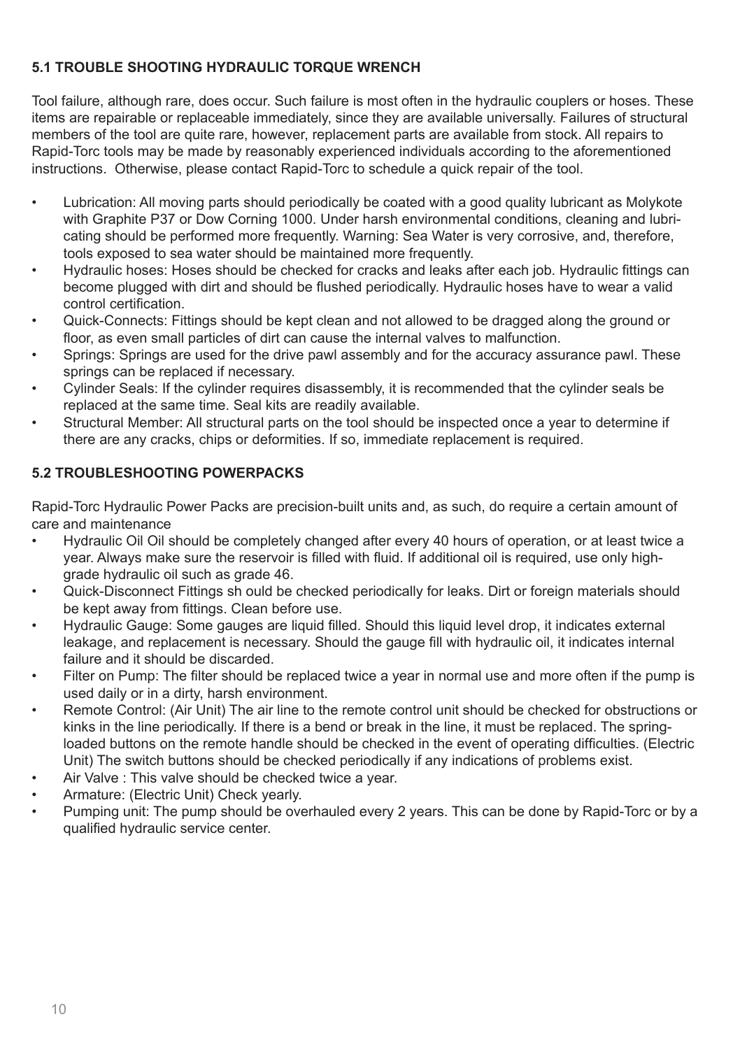### 5.1 TROUBLE SHOOTING HYDRAULIC TORQUE WRENCH

Tool failure, although rare, does occur. Such failure is most often in the hydraulic couplers or hoses. These items are repairable or replaceable immediately, since they are available universally. Failures of structural members of the tool are quite rare, however, replacement parts are available from stock. All repairs to Rapid-Torc tools may be made by reasonably experienced individuals according to the aforementioned instructions. Otherwise, please contact Rapid-Torc to schedule a quick repair of the tool.

- Lubrication: All moving parts should periodically be coated with a good quality lubricant as Molykote with Graphite P37 or Dow Corning 1000. Under harsh environmental conditions, cleaning and lubricating should be performed more frequently. Warning: Sea Water is very corrosive, and, therefore, tools exposed to sea water should be maintained more frequently.
- Hydraulic hoses: Hoses should be checked for cracks and leaks after each job. Hydraulic fittings can become plugged with dirt and should be flushed periodically. Hydraulic hoses have to wear a valid control certification.
- Quick-Connects: Fittings should be kept clean and not allowed to be dragged along the ground or floor, as even small particles of dirt can cause the internal valves to malfunction.
- Springs: Springs are used for the drive pawl assembly and for the accuracy assurance pawl. These springs can be replaced if necessary.
- Cylinder Seals: If the cylinder requires disassembly, it is recommended that the cylinder seals be replaced at the same time. Seal kits are readily available.
- Structural Member: All structural parts on the tool should be inspected once a year to determine if there are any cracks, chips or deformities. If so, immediate replacement is required.

### 5.2 TROUBLESHOOTING POWERPACKS

Rapid-Torc Hydraulic Power Packs are precision-built units and, as such, do require a certain amount of care and maintenance

- Hydraulic Oil Oil should be completely changed after every 40 hours of operation, or at least twice a year. Always make sure the reservoir is filled with fluid. If additional oil is required, use only high-grade hydraulic oil such as grade 46.
- Quick-Disconnect Fittings sh ould be checked periodically for leaks. Dirt or foreign materials should be kept away from fittings. Clean before use.
- Hydraulic Gauge: Some gauges are liquid filled. Should this liquid level drop, it indicates external leakage, and replacement is necessary. Should the gauge fill with hydraulic oil, it indicates internal failure and it should be discarded.
- Filter on Pump: The filter should be replaced twice a year in normal use and more often if the pump is used daily or in a dirty, harsh environment.
- Remote Control: (Air Unit) The air line to the remote control unit should be checked for obstructions or kinks in the line periodically. If there is a bend or break in the line, it must be replaced. The spring-loaded buttons on the remote handle should be checked in the event of operating difficulties. (Electric Unit) The switch buttons should be checked periodically if any indications of problems exist.
- Air Valve : This valve should be checked twice a year.
- Armature: (Electric Unit) Check yearly.
- Pumping unit: The pump should be overhauled every 2 years. This can be done by Rapid-Torc or by a qualified hydraulic service center.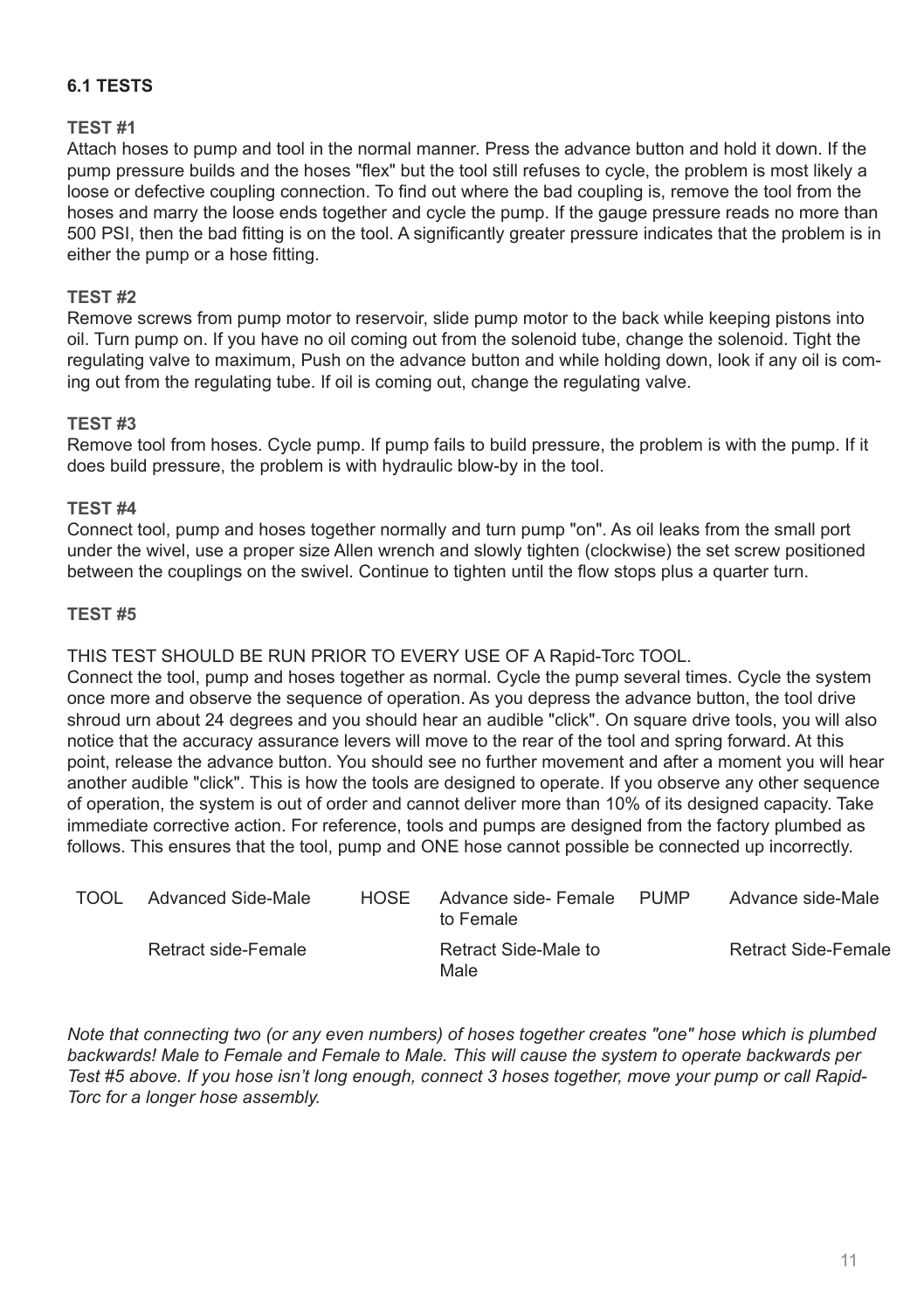## 6.1 TESTS

### TEST #1

Attach hoses to pump and tool in the normal manner. Press the advance button and hold it down. If the pump pressure builds and the hoses "flex" but the tool still refuses to cycle, the problem is most likely a loose or defective coupling connection. To find out where the bad coupling is, remove the tool from the hoses and marry the loose ends together and cycle the pump. If the gauge pressure reads no more than 500 PSI, then the bad fitting is on the tool. A significantly greater pressure indicates that the problem is in either the pump or a hose fitting.

### TEST #2

Remove screws from pump motor to reservoir, slide pump motor to the back while keeping pistons into oil. Turn pump on. If you have no oil coming out from the solenoid tube, change the solenoid. Tight the regulating valve to maximum, Push on the advance button and while holding down, look if any oil is coming out from the regulating tube. If oil is coming out, change the regulating valve.

### TEST #3

Remove tool from hoses. Cycle pump. If pump fails to build pressure, the problem is with the pump. If it does build pressure, the problem is with hydraulic blow-by in the tool.

### TEST #4

Connect tool, pump and hoses together normally and turn pump "on". As oil leaks from the small port under the wivel, use a proper size Allen wrench and slowly tighten (clockwise) the set screw positioned between the couplings on the swivel. Continue to tighten until the flow stops plus a quarter turn.

### TEST #5

THIS TEST SHOULD BE RUN PRIOR TO EVERY USE OF A Rapid-Torc TOOL.

Connect the tool, pump and hoses together as normal. Cycle the pump several times. Cycle the system once more and observe the sequence of operation. As you depress the advance button, the tool drive shroud urn about 24 degrees and you should hear an audible "click". On square drive tools, you will also notice that the accuracy assurance levers will move to the rear of the tool and spring forward. At this point, release the advance button. You should see no further movement and after a moment you will hear another audible "click". This is how the tools are designed to operate. If you observe any other sequence of operation, the system is out of order and cannot deliver more than 10% of its designed capacity. Take immediate corrective action. For reference, tools and pumps are designed from the factory plumbed as follows. This ensures that the tool, pump and ONE hose cannot possible be connected up incorrectly.

| TOOL | | HOSE | | PUMP | |
|---|---|---|---|---|---|
| | Advanced Side-Male | | Advance side- Female to Female | | Advance side-Male |
| | Retract side-Female | | Retract Side-Male to Male | | Retract Side-Female |

*Note that connecting two (or any even numbers) of hoses together creates "one" hose which is plumbed backwards! Male to Female and Female to Male. This will cause the system to operate backwards per Test #5 above. If you hose isn't long enough, connect 3 hoses together, move your pump or call Rapid-Torc for a longer hose assembly.*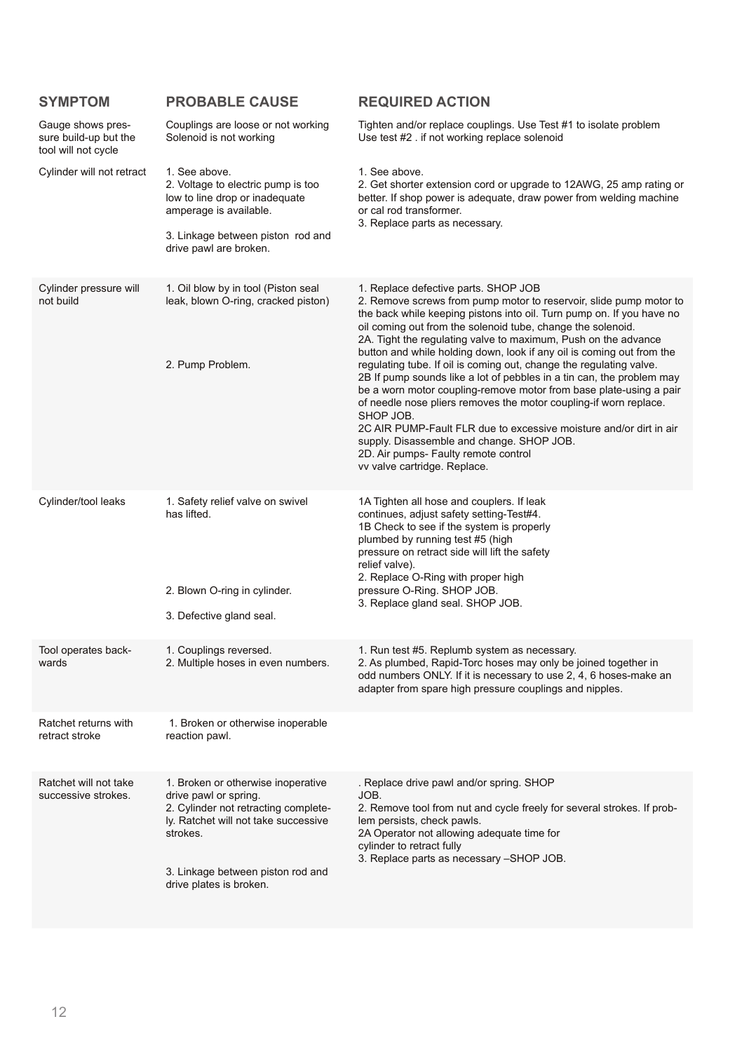| SYMPTOM | PROBABLE CAUSE | REQUIRED ACTION |
|---|---|---|
| Gauge shows pressure build-up but the tool will not cycle | Couplings are loose or not working<br>Solenoid is not working | Tighten and/or replace couplings. Use Test #1 to isolate problem<br>Use test #2 . if not working replace solenoid |
| Cylinder will not retract | 1. See above.<br>2. Voltage to electric pump is too low to line drop or inadequate amperage is available.<br>3. Linkage between piston rod and drive pawl are broken. | 1. See above.<br>2. Get shorter extension cord or upgrade to 12AWG, 25 amp rating or better. If shop power is adequate, draw power from welding machine or cal rod transformer.<br>3. Replace parts as necessary. |
| Cylinder pressure will not build | 1. Oil blow by in tool (Piston seal leak, blown O-ring, cracked piston)<br>2. Pump Problem. | 1. Replace defective parts. SHOP JOB<br>2. Remove screws from pump motor to reservoir, slide pump motor to the back while keeping pistons into oil. Turn pump on. If you have no oil coming out from the solenoid tube, change the solenoid.<br>2A. Tight the regulating valve to maximum, Push on the advance button and while holding down, look if any oil is coming out from the regulating tube. If oil is coming out, change the regulating valve.<br>2B If pump sounds like a lot of pebbles in a tin can, the problem may be a worn motor coupling-remove motor from base plate-using a pair of needle nose pliers removes the motor coupling-if worn replace. SHOP JOB.<br>2C AIR PUMP-Fault FLR due to excessive moisture and/or dirt in air supply. Disassemble and change. SHOP JOB.<br>2D. Air pumps- Faulty remote control vv valve cartridge. Replace. |
| Cylinder/tool leaks | 1. Safety relief valve on swivel has lifted.<br>2. Blown O-ring in cylinder.<br>3. Defective gland seal. | 1A Tighten all hose and couplers. If leak continues, adjust safety setting-Test#4.<br>1B Check to see if the system is properly plumbed by running test #5 (high pressure on retract side will lift the safety relief valve).<br>2. Replace O-Ring with proper high pressure O-Ring. SHOP JOB.<br>3. Replace gland seal. SHOP JOB. |
| Tool operates backwards | 1. Couplings reversed.<br>2. Multiple hoses in even numbers. | 1. Run test #5. Replumb system as necessary.<br>2. As plumbed, Rapid-Torc hoses may only be joined together in odd numbers ONLY. If it is necessary to use 2, 4, 6 hoses-make an adapter from spare high pressure couplings and nipples. |
| Ratchet returns with retract stroke | 1. Broken or otherwise inoperable reaction pawl. | |
| Ratchet will not take successive strokes. | 1. Broken or otherwise inoperative drive pawl or spring.<br>2. Cylinder not retracting completely. Ratchet will not take successive strokes.<br>3. Linkage between piston rod and drive plates is broken. | . Replace drive pawl and/or spring. SHOP JOB.<br>2. Remove tool from nut and cycle freely for several strokes. If problem persists, check pawls.<br>2A Operator not allowing adequate time for cylinder to retract fully<br>3. Replace parts as necessary –SHOP JOB. |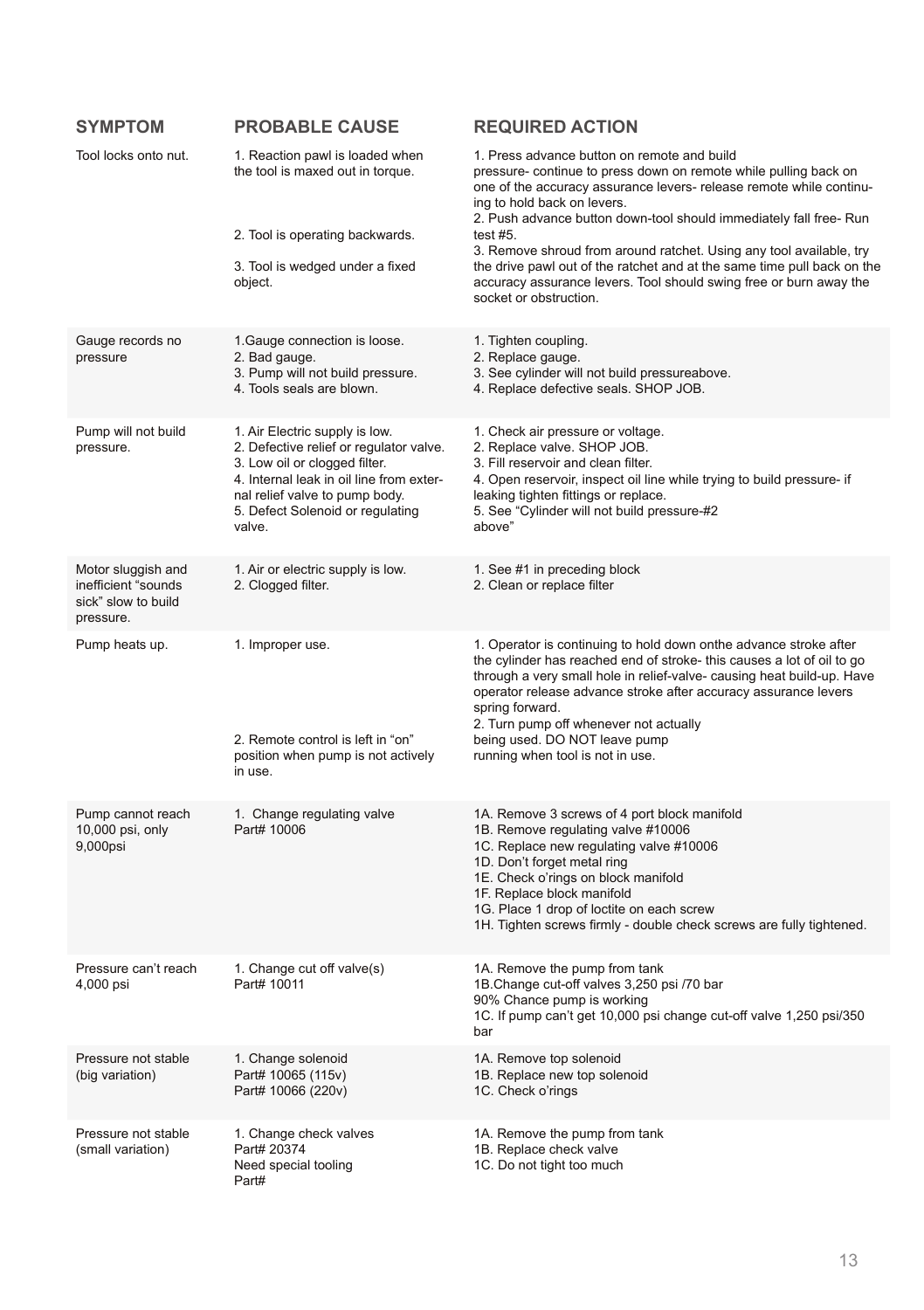| SYMPTOM | PROBABLE CAUSE | REQUIRED ACTION |
|---|---|---|
| Tool locks onto nut. | 1. Reaction pawl is loaded when the tool is maxed out in torque.<br><br>2. Tool is operating backwards.<br><br>3. Tool is wedged under a fixed object. | 1. Press advance button on remote and build pressure- continue to press down on remote while pulling back on one of the accuracy assurance levers- release remote while continuing to hold back on levers.<br>2. Push advance button down-tool should immediately fall free- Run test #5.<br>3. Remove shroud from around ratchet. Using any tool available, try the drive pawl out of the ratchet and at the same time pull back on the accuracy assurance levers. Tool should swing free or burn away the socket or obstruction. |
| Gauge records no pressure | 1.Gauge connection is loose.<br>2. Bad gauge.<br>3. Pump will not build pressure.<br>4. Tools seals are blown. | 1. Tighten coupling.<br>2. Replace gauge.<br>3. See cylinder will not build pressureabove.<br>4. Replace defective seals. SHOP JOB. |
| Pump will not build pressure. | 1. Air Electric supply is low.<br>2. Defective relief or regulator valve.<br>3. Low oil or clogged filter.<br>4. Internal leak in oil line from external relief valve to pump body.<br>5. Defect Solenoid or regulating valve. | 1. Check air pressure or voltage.<br>2. Replace valve. SHOP JOB.<br>3. Fill reservoir and clean filter.<br>4. Open reservoir, inspect oil line while trying to build pressure- if leaking tighten fittings or replace.<br>5. See "Cylinder will not build pressure-#2 above" |
| Motor sluggish and inefficient "sounds sick" slow to build pressure. | 1. Air or electric supply is low.<br>2. Clogged filter. | 1. See #1 in preceding block<br>2. Clean or replace filter |
| Pump heats up. | 1. Improper use.<br><br>2. Remote control is left in "on" position when pump is not actively in use. | 1. Operator is continuing to hold down onthe advance stroke after the cylinder has reached end of stroke- this causes a lot of oil to go through a very small hole in relief-valve- causing heat build-up. Have operator release advance stroke after accuracy assurance levers spring forward.<br>2. Turn pump off whenever not actually being used. DO NOT leave pump running when tool is not in use. |
| Pump cannot reach 10,000 psi, only 9,000psi | 1. Change regulating valve Part# 10006 | 1A. Remove 3 screws of 4 port block manifold<br>1B. Remove regulating valve #10006<br>1C. Replace new regulating valve #10006<br>1D. Don't forget metal ring<br>1E. Check o'rings on block manifold<br>1F. Replace block manifold<br>1G. Place 1 drop of loctite on each screw<br>1H. Tighten screws firmly - double check screws are fully tightened. |
| Pressure can't reach 4,000 psi | 1. Change cut off valve(s) Part# 10011 | 1A. Remove the pump from tank<br>1B.Change cut-off valves 3,250 psi /70 bar<br>90% Chance pump is working<br>1C. If pump can't get 10,000 psi change cut-off valve 1,250 psi/350 bar |
| Pressure not stable (big variation) | 1. Change solenoid<br>Part# 10065 (115v)<br>Part# 10066 (220v) | 1A. Remove top solenoid<br>1B. Replace new top solenoid<br>1C. Check o'rings |
| Pressure not stable (small variation) | 1. Change check valves<br>Part# 20374<br>Need special tooling<br>Part# | 1A. Remove the pump from tank<br>1B. Replace check valve<br>1C. Do not tight too much |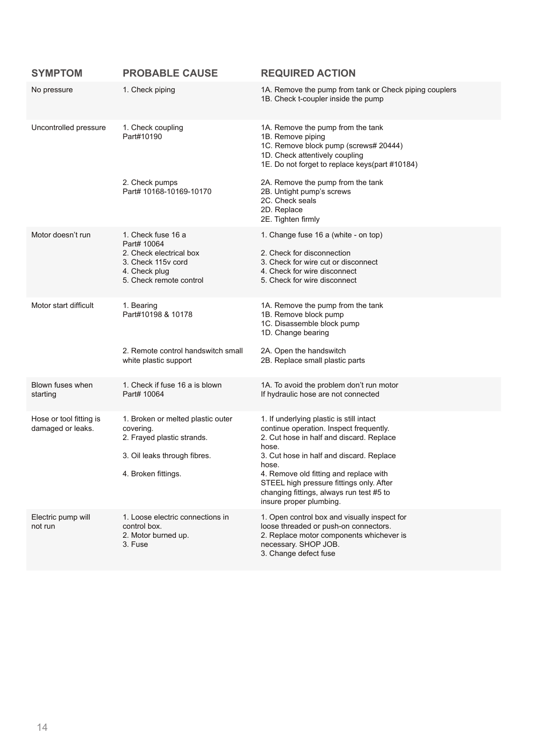| SYMPTOM | PROBABLE CAUSE | REQUIRED ACTION |
| --- | --- | --- |
| No pressure | 1. Check piping | 1A. Remove the pump from tank or Check piping couplers<br>1B. Check t-coupler inside the pump |
| Uncontrolled pressure | 1. Check coupling<br>Part#10190 | 1A. Remove the pump from the tank<br>1B. Remove piping<br>1C. Remove block pump (screws# 20444)<br>1D. Check attentively coupling<br>1E. Do not forget to replace keys(part #10184) |
| | 2. Check pumps<br>Part# 10168-10169-10170 | 2A. Remove the pump from the tank<br>2B. Untight pump's screws<br>2C. Check seals<br>2D. Replace<br>2E. Tighten firmly |
| Motor doesn't run | 1. Check fuse 16 a<br>Part# 10064<br>2. Check electrical box<br>3. Check 115v cord<br>4. Check plug<br>5. Check remote control | 1. Change fuse 16 a (white - on top)<br><br>2. Check for disconnection<br>3. Check for wire cut or disconnect<br>4. Check for wire disconnect<br>5. Check for wire disconnect |
| Motor start difficult | 1. Bearing<br>Part#10198 & 10178 | 1A. Remove the pump from the tank<br>1B. Remove block pump<br>1C. Disassemble block pump<br>1D. Change bearing |
| | 2. Remote control handswitch small white plastic support | 2A. Open the handswitch<br>2B. Replace small plastic parts |
| Blown fuses when starting | 1. Check if fuse 16 a is blown<br>Part# 10064 | 1A. To avoid the problem don't run motor<br>If hydraulic hose are not connected |
| Hose or tool fitting is damaged or leaks. | 1. Broken or melted plastic outer covering.<br>2. Frayed plastic strands.<br><br>3. Oil leaks through fibres.<br><br>4. Broken fittings. | 1. If underlying plastic is still intact continue operation. Inspect frequently.<br>2. Cut hose in half and discard. Replace hose.<br>3. Cut hose in half and discard. Replace hose.<br>4. Remove old fitting and replace with STEEL high pressure fittings only. After changing fittings, always run test #5 to insure proper plumbing. |
| Electric pump will not run | 1. Loose electric connections in control box.<br>2. Motor burned up.<br>3. Fuse | 1. Open control box and visually inspect for loose threaded or push-on connectors.<br>2. Replace motor components whichever is necessary. SHOP JOB.<br>3. Change defect fuse |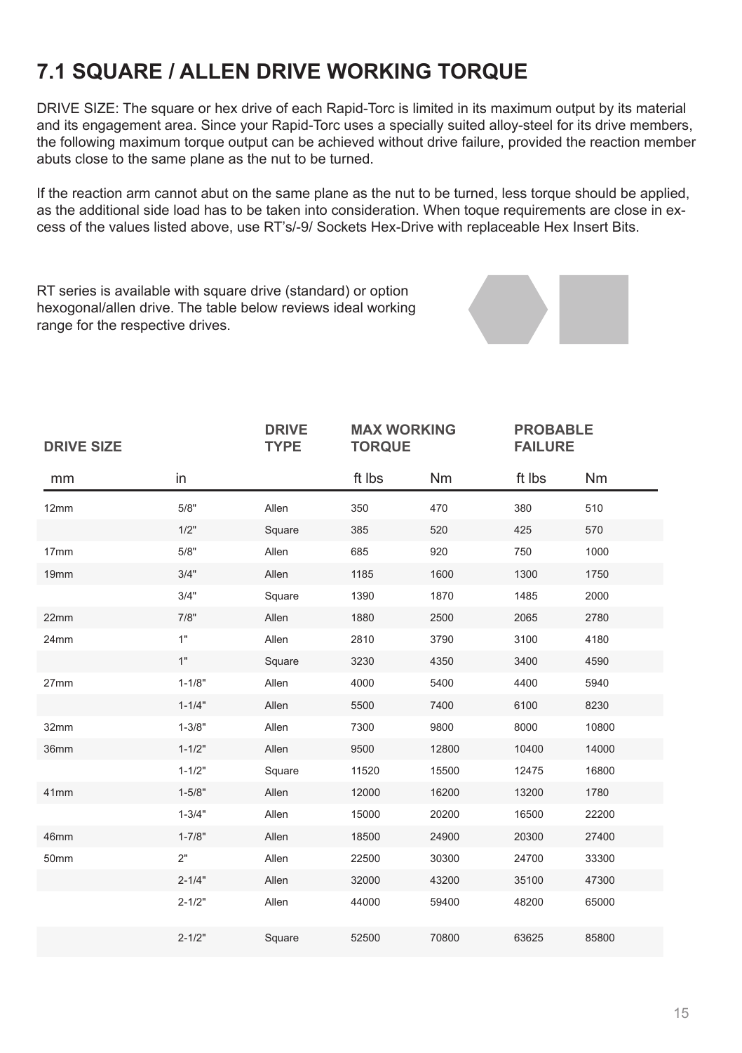# 7.1 SQUARE / ALLEN DRIVE WORKING TORQUE

DRIVE SIZE: The square or hex drive of each Rapid-Torc is limited in its maximum output by its material and its engagement area. Since your Rapid-Torc uses a specially suited alloy-steel for its drive members, the following maximum torque output can be achieved without drive failure, provided the reaction member abuts close to the same plane as the nut to be turned.

If the reaction arm cannot abut on the same plane as the nut to be turned, less torque should be applied, as the additional side load has to be taken into consideration. When toque requirements are close in excess of the values listed above, use RT's/-9/ Sockets Hex-Drive with replaceable Hex Insert Bits.

RT series is available with square drive (standard) or option hexogonal/allen drive. The table below reviews ideal working range for the respective drives.

| DRIVE SIZE | | DRIVE TYPE | MAX WORKING TORQUE | | PROBABLE FAILURE | |
|---|---|---|---|---|---|---|
| mm | in | | ft lbs | Nm | ft lbs | Nm |
| 12mm | 5/8" | Allen | 350 | 470 | 380 | 510 |
| | 1/2" | Square | 385 | 520 | 425 | 570 |
| 17mm | 5/8" | Allen | 685 | 920 | 750 | 1000 |
| 19mm | 3/4" | Allen | 1185 | 1600 | 1300 | 1750 |
| | 3/4" | Square | 1390 | 1870 | 1485 | 2000 |
| 22mm | 7/8" | Allen | 1880 | 2500 | 2065 | 2780 |
| 24mm | 1" | Allen | 2810 | 3790 | 3100 | 4180 |
| | 1" | Square | 3230 | 4350 | 3400 | 4590 |
| 27mm | 1-1/8" | Allen | 4000 | 5400 | 4400 | 5940 |
| | 1-1/4" | Allen | 5500 | 7400 | 6100 | 8230 |
| 32mm | 1-3/8" | Allen | 7300 | 9800 | 8000 | 10800 |
| 36mm | 1-1/2" | Allen | 9500 | 12800 | 10400 | 14000 |
| | 1-1/2" | Square | 11520 | 15500 | 12475 | 16800 |
| 41mm | 1-5/8" | Allen | 12000 | 16200 | 13200 | 1780 |
| | 1-3/4" | Allen | 15000 | 20200 | 16500 | 22200 |
| 46mm | 1-7/8" | Allen | 18500 | 24900 | 20300 | 27400 |
| 50mm | 2" | Allen | 22500 | 30300 | 24700 | 33300 |
| | 2-1/4" | Allen | 32000 | 43200 | 35100 | 47300 |
| | 2-1/2" | Allen | 44000 | 59400 | 48200 | 65000 |
| | 2-1/2" | Square | 52500 | 70800 | 63625 | 85800 |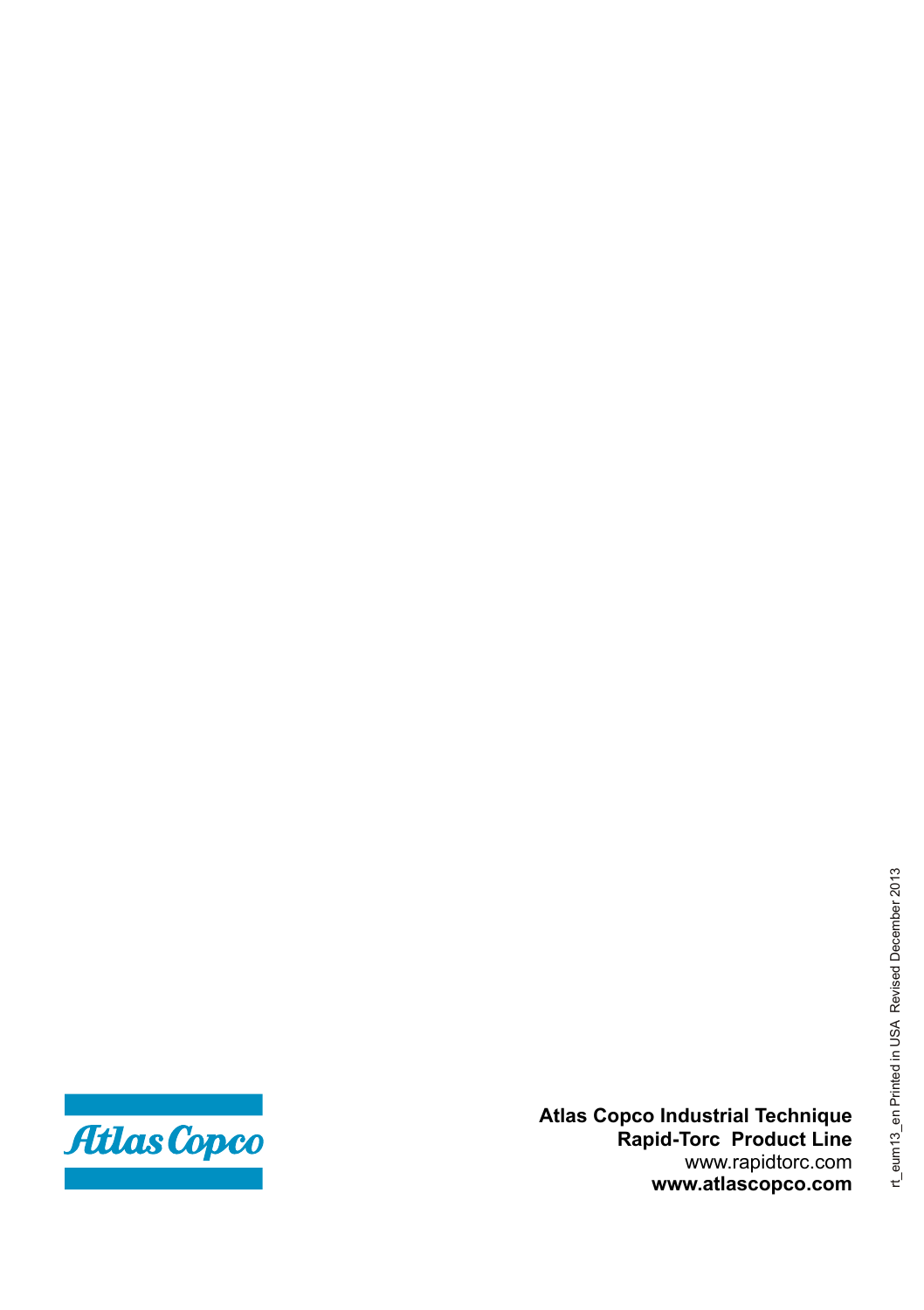Atlas Copco

**Atlas Copco Industrial Technique**
**Rapid-Torc Product Line**
www.rapidtorc.com
**www.atlascopco.com**

rt_eum13_en Printed in USA Revised December 2013